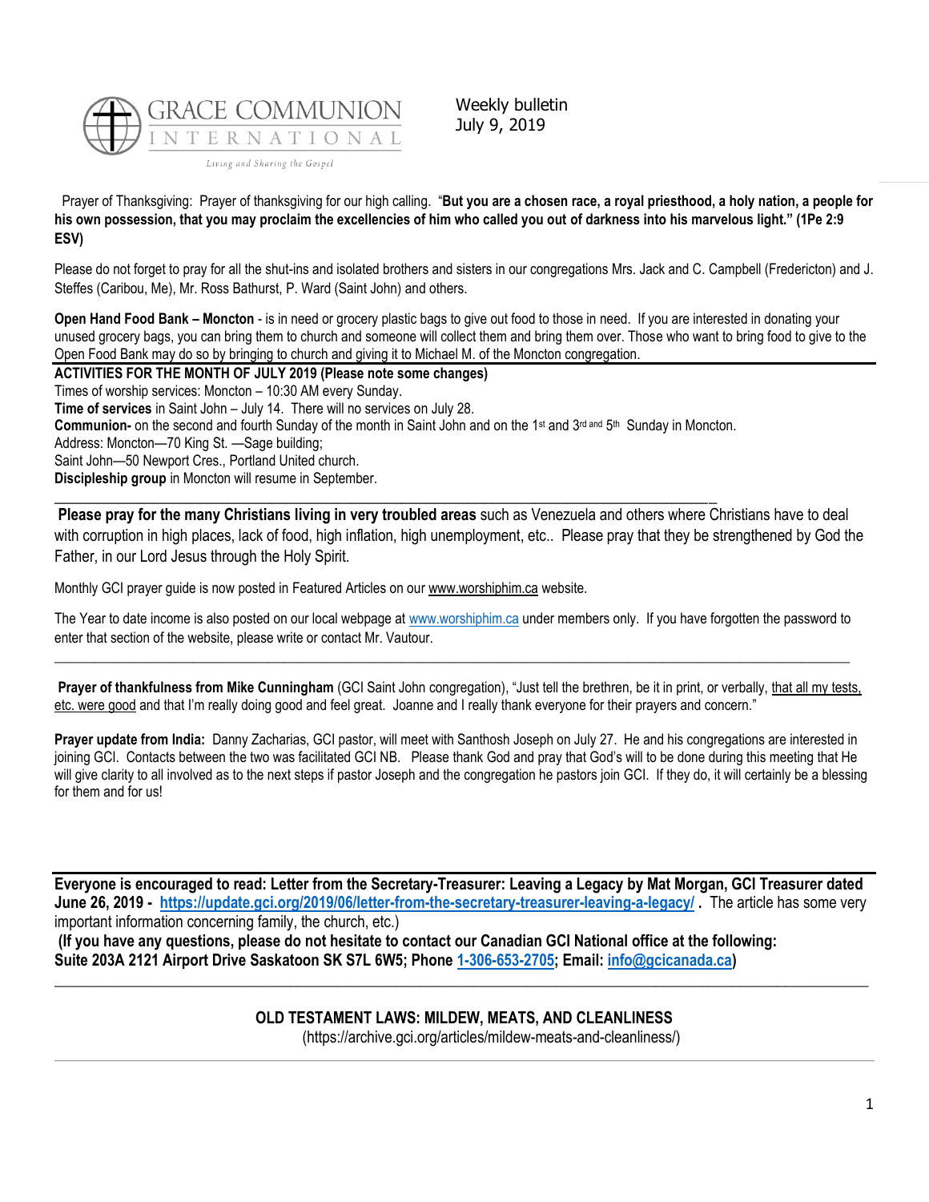GRACE COMMUNION INTERNATIONAL

Living and Sharing the Gospel

Weekly bulletin
July 9, 2019

Prayer of Thanksgiving: Prayer of thanksgiving for our high calling. "**But you are a chosen race, a royal priesthood, a holy nation, a people for his own possession, that you may proclaim the excellencies of him who called you out of darkness into his marvelous light." (1Pe 2:9 ESV)**

Please do not forget to pray for all the shut-ins and isolated brothers and sisters in our congregations Mrs. Jack and C. Campbell (Fredericton) and J. Steffes (Caribou, Me), Mr. Ross Bathurst, P. Ward (Saint John) and others.

**Open Hand Food Bank – Moncton** - is in need or grocery plastic bags to give out food to those in need. If you are interested in donating your unused grocery bags, you can bring them to church and someone will collect them and bring them over. Those who want to bring food to give to the Open Food Bank may do so by bringing to church and giving it to Michael M. of the Moncton congregation.

**ACTIVITIES FOR THE MONTH OF JULY 2019 (Please note some changes)**

Times of worship services: Moncton – 10:30 AM every Sunday.

**Time of services** in Saint John – July 14. There will no services on July 28.

**Communion-** on the second and fourth Sunday of the month in Saint John and on the 1st and 3rd and 5th Sunday in Moncton.

Address: Moncton—70 King St. —Sage building;

Saint John—50 Newport Cres., Portland United church.

**Discipleship group** in Moncton will resume in September.

---

**Please pray for the many Christians living in very troubled areas** such as Venezuela and others where Christians have to deal with corruption in high places, lack of food, high inflation, high unemployment, etc.. Please pray that they be strengthened by God the Father, in our Lord Jesus through the Holy Spirit.

Monthly GCI prayer guide is now posted in Featured Articles on our www.worshiphim.ca website.

The Year to date income is also posted on our local webpage at www.worshiphim.ca under members only. If you have forgotten the password to enter that section of the website, please write or contact Mr. Vautour.

---

**Prayer of thankfulness from Mike Cunningham** (GCI Saint John congregation), "Just tell the brethren, be it in print, or verbally, that all my tests, etc. were good and that I'm really doing good and feel great. Joanne and I really thank everyone for their prayers and concern."

**Prayer update from India:** Danny Zacharias, GCI pastor, will meet with Santhosh Joseph on July 27. He and his congregations are interested in joining GCI. Contacts between the two was facilitated GCI NB. Please thank God and pray that God's will to be done during this meeting that He will give clarity to all involved as to the next steps if pastor Joseph and the congregation he pastors join GCI. If they do, it will certainly be a blessing for them and for us!

---

**Everyone is encouraged to read: Letter from the Secretary-Treasurer: Leaving a Legacy by Mat Morgan, GCI Treasurer dated June 26, 2019 - https://update.gci.org/2019/06/letter-from-the-secretary-treasurer-leaving-a-legacy/ .** The article has some very important information concerning family, the church, etc.)

**(If you have any questions, please do not hesitate to contact our Canadian GCI National office at the following: Suite 203A 2121 Airport Drive Saskatoon SK S7L 6W5; Phone 1-306-653-2705; Email: info@gcicanada.ca)**

---

## OLD TESTAMENT LAWS: MILDEW, MEATS, AND CLEANLINESS

(https://archive.gci.org/articles/mildew-meats-and-cleanliness/)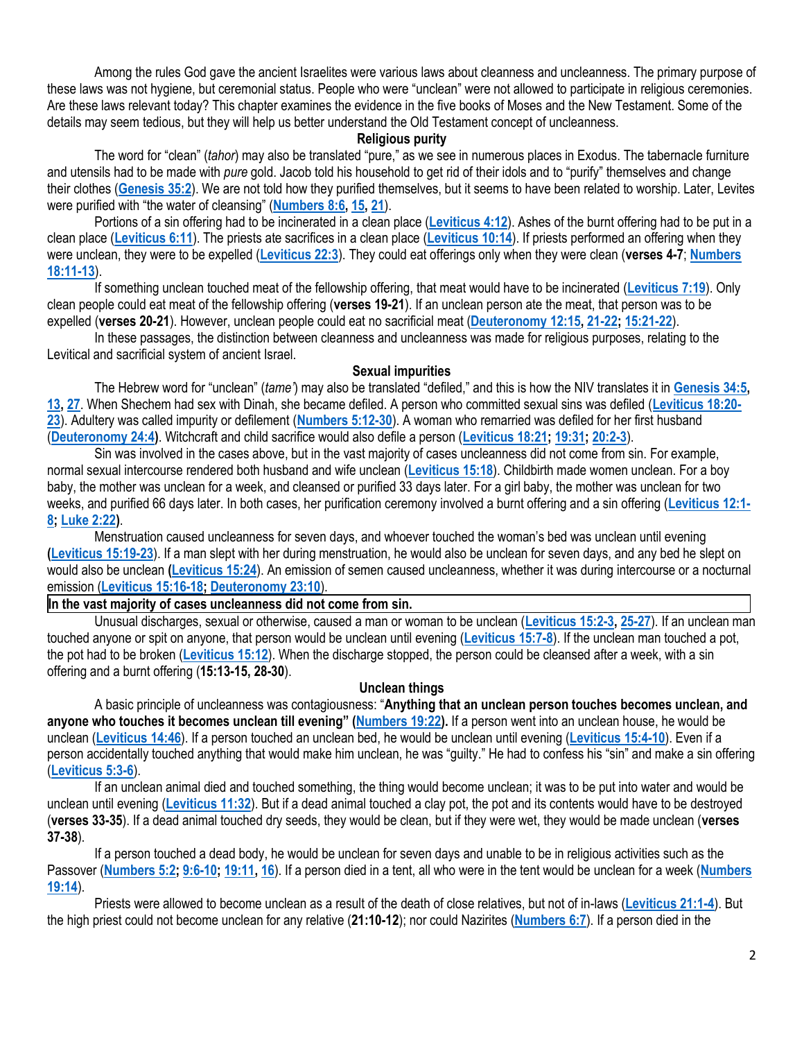Among the rules God gave the ancient Israelites were various laws about cleanness and uncleanness. The primary purpose of these laws was not hygiene, but ceremonial status. People who were "unclean" were not allowed to participate in religious ceremonies. Are these laws relevant today? This chapter examines the evidence in the five books of Moses and the New Testament. Some of the details may seem tedious, but they will help us better understand the Old Testament concept of uncleanness.

### Religious purity

The word for "clean" (*tahor*) may also be translated "pure," as we see in numerous places in Exodus. The tabernacle furniture and utensils had to be made with *pure* gold. Jacob told his household to get rid of their idols and to "purify" themselves and change their clothes (**Genesis 35:2**). We are not told how they purified themselves, but it seems to have been related to worship. Later, Levites were purified with "the water of cleansing" (**Numbers 8:6, 15, 21**).

Portions of a sin offering had to be incinerated in a clean place (**Leviticus 4:12**). Ashes of the burnt offering had to be put in a clean place (**Leviticus 6:11**). The priests ate sacrifices in a clean place (**Leviticus 10:14**). If priests performed an offering when they were unclean, they were to be expelled (**Leviticus 22:3**). They could eat offerings only when they were clean (**verses 4-7**; **Numbers 18:11-13**).

If something unclean touched meat of the fellowship offering, that meat would have to be incinerated (**Leviticus 7:19**). Only clean people could eat meat of the fellowship offering (**verses 19-21**). If an unclean person ate the meat, that person was to be expelled (**verses 20-21**). However, unclean people could eat no sacrificial meat (**Deuteronomy 12:15, 21-22; 15:21-22**).

In these passages, the distinction between cleanness and uncleanness was made for religious purposes, relating to the Levitical and sacrificial system of ancient Israel.

### Sexual impurities

The Hebrew word for "unclean" (*tame'*) may also be translated "defiled," and this is how the NIV translates it in **Genesis 34:5, 13, 27**. When Shechem had sex with Dinah, she became defiled. A person who committed sexual sins was defiled (**Leviticus 18:20-23**). Adultery was called impurity or defilement (**Numbers 5:12-30**). A woman who remarried was defiled for her first husband (**Deuteronomy 24:4**). Witchcraft and child sacrifice would also defile a person (**Leviticus 18:21; 19:31; 20:2-3**).

Sin was involved in the cases above, but in the vast majority of cases uncleanness did not come from sin. For example, normal sexual intercourse rendered both husband and wife unclean (**Leviticus 15:18**). Childbirth made women unclean. For a boy baby, the mother was unclean for a week, and cleansed or purified 33 days later. For a girl baby, the mother was unclean for two weeks, and purified 66 days later. In both cases, her purification ceremony involved a burnt offering and a sin offering (**Leviticus 12:1-8; Luke 2:22**).

Menstruation caused uncleanness for seven days, and whoever touched the woman's bed was unclean until evening (**Leviticus 15:19-23**). If a man slept with her during menstruation, he would also be unclean for seven days, and any bed he slept on would also be unclean (**Leviticus 15:24**). An emission of semen caused uncleanness, whether it was during intercourse or a nocturnal emission (**Leviticus 15:16-18; Deuteronomy 23:10**).

**In the vast majority of cases uncleanness did not come from sin.**

Unusual discharges, sexual or otherwise, caused a man or woman to be unclean (**Leviticus 15:2-3, 25-27**). If an unclean man touched anyone or spit on anyone, that person would be unclean until evening (**Leviticus 15:7-8**). If the unclean man touched a pot, the pot had to be broken (**Leviticus 15:12**). When the discharge stopped, the person could be cleansed after a week, with a sin offering and a burnt offering (**15:13-15, 28-30**).

### Unclean things

A basic principle of uncleanness was contagiousness: "**Anything that an unclean person touches becomes unclean, and anyone who touches it becomes unclean till evening" (Numbers 19:22).** If a person went into an unclean house, he would be unclean (**Leviticus 14:46**). If a person touched an unclean bed, he would be unclean until evening (**Leviticus 15:4-10**). Even if a person accidentally touched anything that would make him unclean, he was "guilty." He had to confess his "sin" and make a sin offering (**Leviticus 5:3-6**).

If an unclean animal died and touched something, the thing would become unclean; it was to be put into water and would be unclean until evening (**Leviticus 11:32**). But if a dead animal touched a clay pot, the pot and its contents would have to be destroyed (**verses 33-35**). If a dead animal touched dry seeds, they would be clean, but if they were wet, they would be made unclean (**verses 37-38**).

If a person touched a dead body, he would be unclean for seven days and unable to be in religious activities such as the Passover (**Numbers 5:2; 9:6-10; 19:11, 16**). If a person died in a tent, all who were in the tent would be unclean for a week (**Numbers 19:14**).

Priests were allowed to become unclean as a result of the death of close relatives, but not of in-laws (**Leviticus 21:1-4**). But the high priest could not become unclean for any relative (**21:10-12**); nor could Nazirites (**Numbers 6:7**). If a person died in the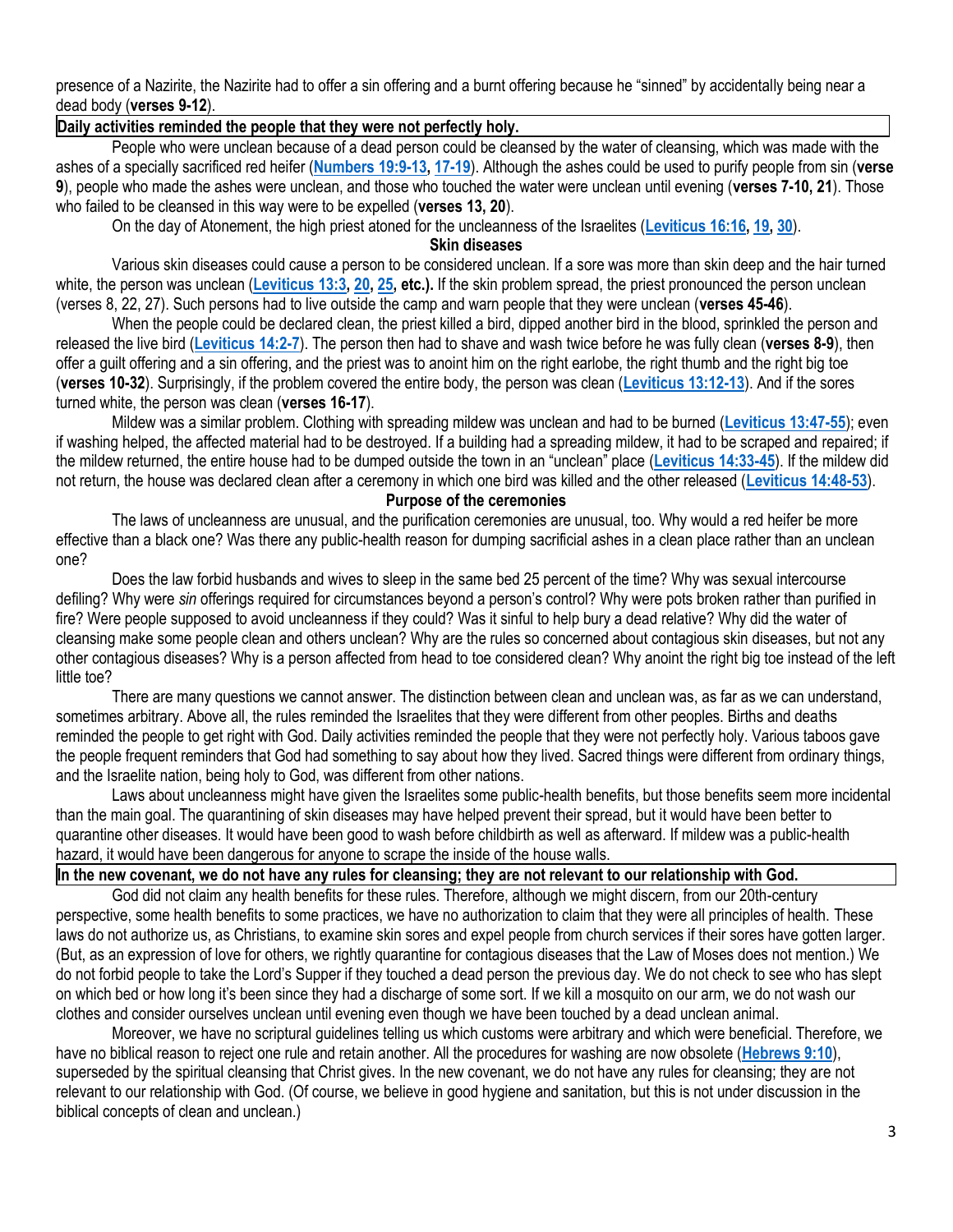presence of a Nazirite, the Nazirite had to offer a sin offering and a burnt offering because he "sinned" by accidentally being near a dead body (**verses 9-12**).

**Daily activities reminded the people that they were not perfectly holy.**

People who were unclean because of a dead person could be cleansed by the water of cleansing, which was made with the ashes of a specially sacrificed red heifer (**Numbers 19:9-13, 17-19**). Although the ashes could be used to purify people from sin (**verse 9**), people who made the ashes were unclean, and those who touched the water were unclean until evening (**verses 7-10, 21**). Those who failed to be cleansed in this way were to be expelled (**verses 13, 20**).

On the day of Atonement, the high priest atoned for the uncleanness of the Israelites (**Leviticus 16:16, 19, 30**).

### Skin diseases

Various skin diseases could cause a person to be considered unclean. If a sore was more than skin deep and the hair turned white, the person was unclean (**Leviticus 13:3, 20, 25, etc.).** If the skin problem spread, the priest pronounced the person unclean (verses 8, 22, 27). Such persons had to live outside the camp and warn people that they were unclean (**verses 45-46**).

When the people could be declared clean, the priest killed a bird, dipped another bird in the blood, sprinkled the person and released the live bird (**Leviticus 14:2-7**). The person then had to shave and wash twice before he was fully clean (**verses 8-9**), then offer a guilt offering and a sin offering, and the priest was to anoint him on the right earlobe, the right thumb and the right big toe (**verses 10-32**). Surprisingly, if the problem covered the entire body, the person was clean (**Leviticus 13:12-13**). And if the sores turned white, the person was clean (**verses 16-17**).

Mildew was a similar problem. Clothing with spreading mildew was unclean and had to be burned (**Leviticus 13:47-55**); even if washing helped, the affected material had to be destroyed. If a building had a spreading mildew, it had to be scraped and repaired; if the mildew returned, the entire house had to be dumped outside the town in an "unclean" place (**Leviticus 14:33-45**). If the mildew did not return, the house was declared clean after a ceremony in which one bird was killed and the other released (**Leviticus 14:48-53**).

### Purpose of the ceremonies

The laws of uncleanness are unusual, and the purification ceremonies are unusual, too. Why would a red heifer be more effective than a black one? Was there any public-health reason for dumping sacrificial ashes in a clean place rather than an unclean one?

Does the law forbid husbands and wives to sleep in the same bed 25 percent of the time? Why was sexual intercourse defiling? Why were *sin* offerings required for circumstances beyond a person's control? Why were pots broken rather than purified in fire? Were people supposed to avoid uncleanness if they could? Was it sinful to help bury a dead relative? Why did the water of cleansing make some people clean and others unclean? Why are the rules so concerned about contagious skin diseases, but not any other contagious diseases? Why is a person affected from head to toe considered clean? Why anoint the right big toe instead of the left little toe?

There are many questions we cannot answer. The distinction between clean and unclean was, as far as we can understand, sometimes arbitrary. Above all, the rules reminded the Israelites that they were different from other peoples. Births and deaths reminded the people to get right with God. Daily activities reminded the people that they were not perfectly holy. Various taboos gave the people frequent reminders that God had something to say about how they lived. Sacred things were different from ordinary things, and the Israelite nation, being holy to God, was different from other nations.

Laws about uncleanness might have given the Israelites some public-health benefits, but those benefits seem more incidental than the main goal. The quarantining of skin diseases may have helped prevent their spread, but it would have been better to quarantine other diseases. It would have been good to wash before childbirth as well as afterward. If mildew was a public-health hazard, it would have been dangerous for anyone to scrape the inside of the house walls.

**In the new covenant, we do not have any rules for cleansing; they are not relevant to our relationship with God.**

God did not claim any health benefits for these rules. Therefore, although we might discern, from our 20th-century perspective, some health benefits to some practices, we have no authorization to claim that they were all principles of health. These laws do not authorize us, as Christians, to examine skin sores and expel people from church services if their sores have gotten larger. (But, as an expression of love for others, we rightly quarantine for contagious diseases that the Law of Moses does not mention.) We do not forbid people to take the Lord's Supper if they touched a dead person the previous day. We do not check to see who has slept on which bed or how long it's been since they had a discharge of some sort. If we kill a mosquito on our arm, we do not wash our clothes and consider ourselves unclean until evening even though we have been touched by a dead unclean animal.

Moreover, we have no scriptural guidelines telling us which customs were arbitrary and which were beneficial. Therefore, we have no biblical reason to reject one rule and retain another. All the procedures for washing are now obsolete (**Hebrews 9:10**), superseded by the spiritual cleansing that Christ gives. In the new covenant, we do not have any rules for cleansing; they are not relevant to our relationship with God. (Of course, we believe in good hygiene and sanitation, but this is not under discussion in the biblical concepts of clean and unclean.)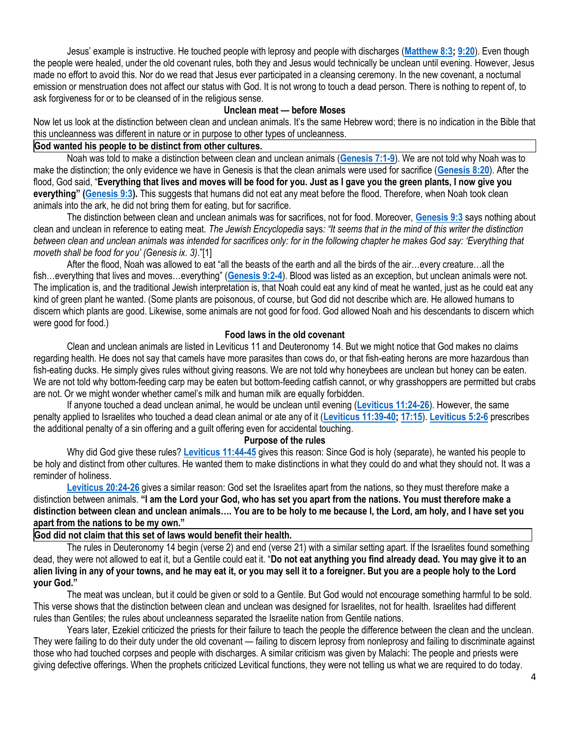Jesus' example is instructive. He touched people with leprosy and people with discharges (**Matthew 8:3; 9:20**). Even though the people were healed, under the old covenant rules, both they and Jesus would technically be unclean until evening. However, Jesus made no effort to avoid this. Nor do we read that Jesus ever participated in a cleansing ceremony. In the new covenant, a nocturnal emission or menstruation does not affect our status with God. It is not wrong to touch a dead person. There is nothing to repent of, to ask forgiveness for or to be cleansed of in the religious sense.

### Unclean meat — before Moses

Now let us look at the distinction between clean and unclean animals. It's the same Hebrew word; there is no indication in the Bible that this uncleanness was different in nature or in purpose to other types of uncleanness.

**God wanted his people to be distinct from other cultures.**

Noah was told to make a distinction between clean and unclean animals (**Genesis 7:1-9**). We are not told why Noah was to make the distinction; the only evidence we have in Genesis is that the clean animals were used for sacrifice (**Genesis 8:20**). After the flood, God said, "**Everything that lives and moves will be food for you. Just as I gave you the green plants, I now give you everything" (Genesis 9:3).** This suggests that humans did not eat any meat before the flood. Therefore, when Noah took clean animals into the ark, he did not bring them for eating, but for sacrifice.

The distinction between clean and unclean animals was for sacrifices, not for food. Moreover, **Genesis 9:3** says nothing about clean and unclean in reference to eating meat. *The Jewish Encyclopedia* says*: "It seems that in the mind of this writer the distinction between clean and unclean animals was intended for sacrifices only: for in the following chapter he makes God say: 'Everything that moveth shall be food for you' (Genesis ix. 3).*"[1]

After the flood, Noah was allowed to eat "all the beasts of the earth and all the birds of the air…every creature…all the fish…everything that lives and moves…everything" (**Genesis 9:2-4**). Blood was listed as an exception, but unclean animals were not. The implication is, and the traditional Jewish interpretation is, that Noah could eat any kind of meat he wanted, just as he could eat any kind of green plant he wanted. (Some plants are poisonous, of course, but God did not describe which are. He allowed humans to discern which plants are good. Likewise, some animals are not good for food. God allowed Noah and his descendants to discern which were good for food.)

### Food laws in the old covenant

Clean and unclean animals are listed in Leviticus 11 and Deuteronomy 14. But we might notice that God makes no claims regarding health. He does not say that camels have more parasites than cows do, or that fish-eating herons are more hazardous than fish-eating ducks. He simply gives rules without giving reasons. We are not told why honeybees are unclean but honey can be eaten. We are not told why bottom-feeding carp may be eaten but bottom-feeding catfish cannot, or why grasshoppers are permitted but crabs are not. Or we might wonder whether camel's milk and human milk are equally forbidden.

If anyone touched a dead unclean animal, he would be unclean until evening (**Leviticus 11:24-26**). However, the same penalty applied to Israelites who touched a dead clean animal or ate any of it (**Leviticus 11:39-40; 17:15**). **Leviticus 5:2-6** prescribes the additional penalty of a sin offering and a guilt offering even for accidental touching.

### Purpose of the rules

Why did God give these rules? **Leviticus 11:44-45** gives this reason: Since God is holy (separate), he wanted his people to be holy and distinct from other cultures. He wanted them to make distinctions in what they could do and what they should not. It was a reminder of holiness.

**Leviticus 20:24-26** gives a similar reason: God set the Israelites apart from the nations, so they must therefore make a distinction between animals. **"I am the Lord your God, who has set you apart from the nations. You must therefore make a distinction between clean and unclean animals…. You are to be holy to me because I, the Lord, am holy, and I have set you apart from the nations to be my own."**

**God did not claim that this set of laws would benefit their health.**

The rules in Deuteronomy 14 begin (verse 2) and end (verse 21) with a similar setting apart. If the Israelites found something dead, they were not allowed to eat it, but a Gentile could eat it. "**Do not eat anything you find already dead. You may give it to an alien living in any of your towns, and he may eat it, or you may sell it to a foreigner. But you are a people holy to the Lord your God."**

The meat was unclean, but it could be given or sold to a Gentile. But God would not encourage something harmful to be sold. This verse shows that the distinction between clean and unclean was designed for Israelites, not for health. Israelites had different rules than Gentiles; the rules about uncleanness separated the Israelite nation from Gentile nations.

Years later, Ezekiel criticized the priests for their failure to teach the people the difference between the clean and the unclean. They were failing to do their duty under the old covenant — failing to discern leprosy from nonleprosy and failing to discriminate against those who had touched corpses and people with discharges. A similar criticism was given by Malachi: The people and priests were giving defective offerings. When the prophets criticized Levitical functions, they were not telling us what we are required to do today.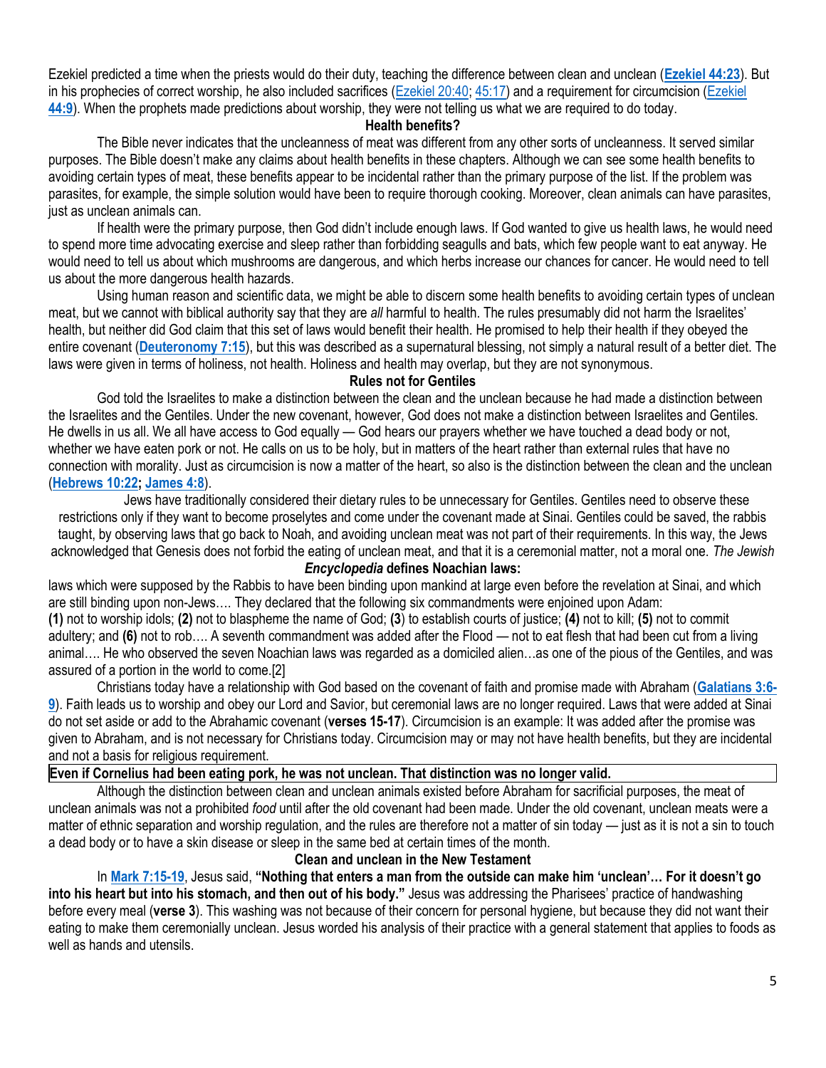Ezekiel predicted a time when the priests would do their duty, teaching the difference between clean and unclean (**Ezekiel 44:23**). But in his prophecies of correct worship, he also included sacrifices (Ezekiel 20:40; 45:17) and a requirement for circumcision (Ezekiel **44:9**). When the prophets made predictions about worship, they were not telling us what we are required to do today.

### Health benefits?

The Bible never indicates that the uncleanness of meat was different from any other sorts of uncleanness. It served similar purposes. The Bible doesn't make any claims about health benefits in these chapters. Although we can see some health benefits to avoiding certain types of meat, these benefits appear to be incidental rather than the primary purpose of the list. If the problem was parasites, for example, the simple solution would have been to require thorough cooking. Moreover, clean animals can have parasites, just as unclean animals can.

If health were the primary purpose, then God didn't include enough laws. If God wanted to give us health laws, he would need to spend more time advocating exercise and sleep rather than forbidding seagulls and bats, which few people want to eat anyway. He would need to tell us about which mushrooms are dangerous, and which herbs increase our chances for cancer. He would need to tell us about the more dangerous health hazards.

Using human reason and scientific data, we might be able to discern some health benefits to avoiding certain types of unclean meat, but we cannot with biblical authority say that they are *all* harmful to health. The rules presumably did not harm the Israelites' health, but neither did God claim that this set of laws would benefit their health. He promised to help their health if they obeyed the entire covenant (**Deuteronomy 7:15**), but this was described as a supernatural blessing, not simply a natural result of a better diet. The laws were given in terms of holiness, not health. Holiness and health may overlap, but they are not synonymous.

### Rules not for Gentiles

God told the Israelites to make a distinction between the clean and the unclean because he had made a distinction between the Israelites and the Gentiles. Under the new covenant, however, God does not make a distinction between Israelites and Gentiles. He dwells in us all. We all have access to God equally — God hears our prayers whether we have touched a dead body or not, whether we have eaten pork or not. He calls on us to be holy, but in matters of the heart rather than external rules that have no connection with morality. Just as circumcision is now a matter of the heart, so also is the distinction between the clean and the unclean (**Hebrews 10:22; James 4:8**).

Jews have traditionally considered their dietary rules to be unnecessary for Gentiles. Gentiles need to observe these restrictions only if they want to become proselytes and come under the covenant made at Sinai. Gentiles could be saved, the rabbis taught, by observing laws that go back to Noah, and avoiding unclean meat was not part of their requirements. In this way, the Jews acknowledged that Genesis does not forbid the eating of unclean meat, and that it is a ceremonial matter, not a moral one. ***The Jewish Encyclopedia*** **defines Noachian laws:**

laws which were supposed by the Rabbis to have been binding upon mankind at large even before the revelation at Sinai, and which are still binding upon non-Jews…. They declared that the following six commandments were enjoined upon Adam: **(1)** not to worship idols; **(2)** not to blaspheme the name of God; **(3)** to establish courts of justice; **(4)** not to kill; **(5)** not to commit adultery; and **(6)** not to rob…. A seventh commandment was added after the Flood — not to eat flesh that had been cut from a living animal…. He who observed the seven Noachian laws was regarded as a domiciled alien…as one of the pious of the Gentiles, and was assured of a portion in the world to come.[2]

Christians today have a relationship with God based on the covenant of faith and promise made with Abraham (**Galatians 3:6-9**). Faith leads us to worship and obey our Lord and Savior, but ceremonial laws are no longer required. Laws that were added at Sinai do not set aside or add to the Abrahamic covenant (**verses 15-17**). Circumcision is an example: It was added after the promise was given to Abraham, and is not necessary for Christians today. Circumcision may or may not have health benefits, but they are incidental and not a basis for religious requirement.

**Even if Cornelius had been eating pork, he was not unclean. That distinction was no longer valid.**

Although the distinction between clean and unclean animals existed before Abraham for sacrificial purposes, the meat of unclean animals was not a prohibited *food* until after the old covenant had been made. Under the old covenant, unclean meats were a matter of ethnic separation and worship regulation, and the rules are therefore not a matter of sin today — just as it is not a sin to touch a dead body or to have a skin disease or sleep in the same bed at certain times of the month.

### Clean and unclean in the New Testament

In **Mark 7:15-19**, Jesus said, **"Nothing that enters a man from the outside can make him 'unclean'… For it doesn't go into his heart but into his stomach, and then out of his body."** Jesus was addressing the Pharisees' practice of handwashing before every meal (**verse 3**). This washing was not because of their concern for personal hygiene, but because they did not want their eating to make them ceremonially unclean. Jesus worded his analysis of their practice with a general statement that applies to foods as well as hands and utensils.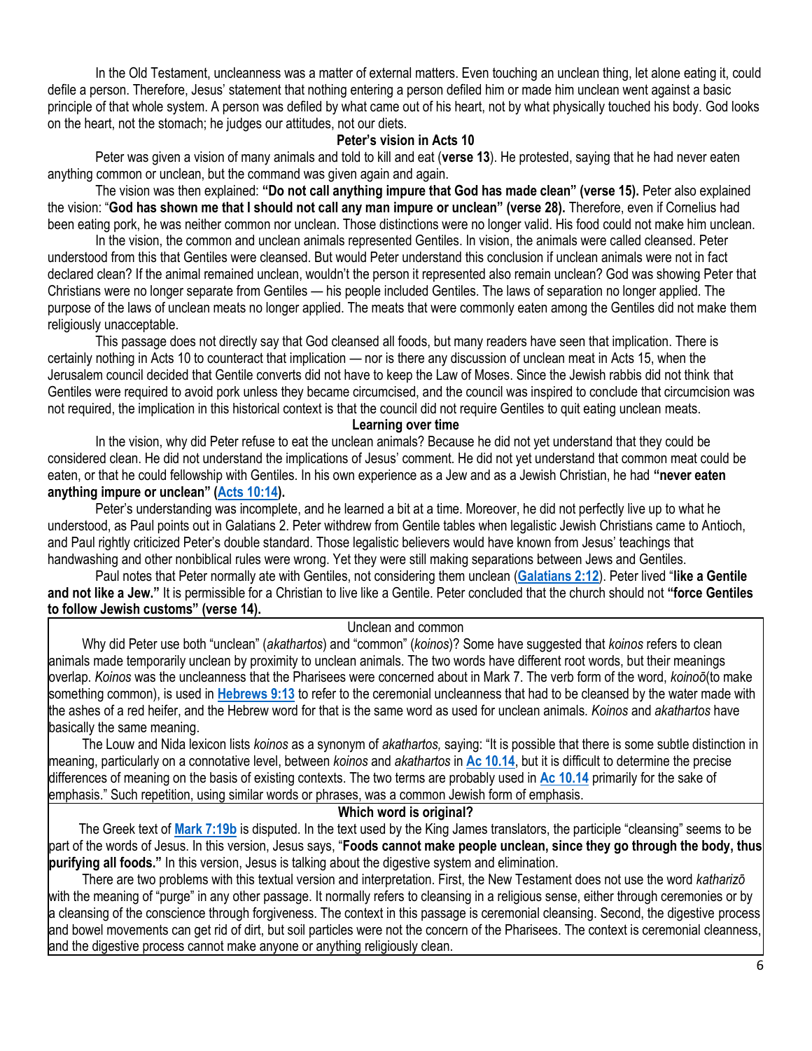In the Old Testament, uncleanness was a matter of external matters. Even touching an unclean thing, let alone eating it, could defile a person. Therefore, Jesus' statement that nothing entering a person defiled him or made him unclean went against a basic principle of that whole system. A person was defiled by what came out of his heart, not by what physically touched his body. God looks on the heart, not the stomach; he judges our attitudes, not our diets.

### Peter's vision in Acts 10

Peter was given a vision of many animals and told to kill and eat (**verse 13**). He protested, saying that he had never eaten anything common or unclean, but the command was given again and again.

The vision was then explained: **"Do not call anything impure that God has made clean" (verse 15).** Peter also explained the vision: "**God has shown me that I should not call any man impure or unclean" (verse 28).** Therefore, even if Cornelius had been eating pork, he was neither common nor unclean. Those distinctions were no longer valid. His food could not make him unclean.

In the vision, the common and unclean animals represented Gentiles. In vision, the animals were called cleansed. Peter understood from this that Gentiles were cleansed. But would Peter understand this conclusion if unclean animals were not in fact declared clean? If the animal remained unclean, wouldn't the person it represented also remain unclean? God was showing Peter that Christians were no longer separate from Gentiles — his people included Gentiles. The laws of separation no longer applied. The purpose of the laws of unclean meats no longer applied. The meats that were commonly eaten among the Gentiles did not make them religiously unacceptable.

This passage does not directly say that God cleansed all foods, but many readers have seen that implication. There is certainly nothing in Acts 10 to counteract that implication — nor is there any discussion of unclean meat in Acts 15, when the Jerusalem council decided that Gentile converts did not have to keep the Law of Moses. Since the Jewish rabbis did not think that Gentiles were required to avoid pork unless they became circumcised, and the council was inspired to conclude that circumcision was not required, the implication in this historical context is that the council did not require Gentiles to quit eating unclean meats.

### Learning over time

In the vision, why did Peter refuse to eat the unclean animals? Because he did not yet understand that they could be considered clean. He did not understand the implications of Jesus' comment. He did not yet understand that common meat could be eaten, or that he could fellowship with Gentiles. In his own experience as a Jew and as a Jewish Christian, he had **"never eaten anything impure or unclean" (Acts 10:14).**

Peter's understanding was incomplete, and he learned a bit at a time. Moreover, he did not perfectly live up to what he understood, as Paul points out in Galatians 2. Peter withdrew from Gentile tables when legalistic Jewish Christians came to Antioch, and Paul rightly criticized Peter's double standard. Those legalistic believers would have known from Jesus' teachings that handwashing and other nonbiblical rules were wrong. Yet they were still making separations between Jews and Gentiles.

Paul notes that Peter normally ate with Gentiles, not considering them unclean (**Galatians 2:12**). Peter lived "**like a Gentile and not like a Jew."** It is permissible for a Christian to live like a Gentile. Peter concluded that the church should not **"force Gentiles to follow Jewish customs" (verse 14).**

### Unclean and common

Why did Peter use both "unclean" (*akathartos*) and "common" (*koinos*)? Some have suggested that *koinos* refers to clean animals made temporarily unclean by proximity to unclean animals. The two words have different root words, but their meanings overlap. *Koinos* was the uncleanness that the Pharisees were concerned about in Mark 7. The verb form of the word, *koinoō*(to make something common), is used in **Hebrews 9:13** to refer to the ceremonial uncleanness that had to be cleansed by the water made with the ashes of a red heifer, and the Hebrew word for that is the same word as used for unclean animals. *Koinos* and *akathartos* have basically the same meaning.

The Louw and Nida lexicon lists *koinos* as a synonym of *akathartos,* saying: "It is possible that there is some subtle distinction in meaning, particularly on a connotative level, between *koinos* and *akathartos* in **Ac 10.14**, but it is difficult to determine the precise differences of meaning on the basis of existing contexts. The two terms are probably used in **Ac 10.14** primarily for the sake of emphasis." Such repetition, using similar words or phrases, was a common Jewish form of emphasis.

### Which word is original?

The Greek text of **Mark 7:19b** is disputed. In the text used by the King James translators, the participle "cleansing" seems to be part of the words of Jesus. In this version, Jesus says, "**Foods cannot make people unclean, since they go through the body, thus purifying all foods."** In this version, Jesus is talking about the digestive system and elimination.

There are two problems with this textual version and interpretation. First, the New Testament does not use the word *katharizō* with the meaning of "purge" in any other passage. It normally refers to cleansing in a religious sense, either through ceremonies or by a cleansing of the conscience through forgiveness. The context in this passage is ceremonial cleansing. Second, the digestive process and bowel movements can get rid of dirt, but soil particles were not the concern of the Pharisees. The context is ceremonial cleanness, and the digestive process cannot make anyone or anything religiously clean.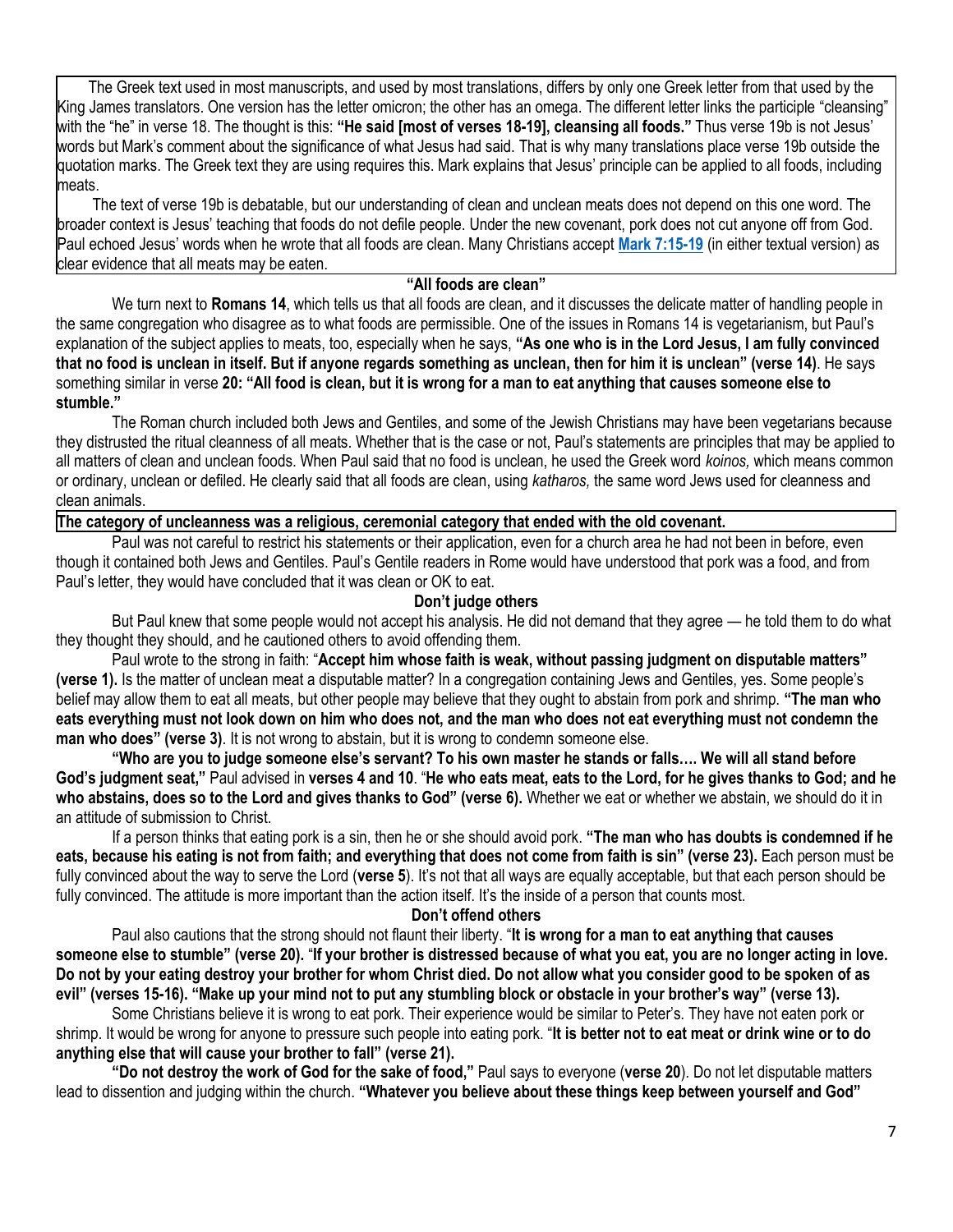The Greek text used in most manuscripts, and used by most translations, differs by only one Greek letter from that used by the King James translators. One version has the letter omicron; the other has an omega. The different letter links the participle "cleansing" with the "he" in verse 18. The thought is this: **"He said [most of verses 18-19], cleansing all foods."** Thus verse 19b is not Jesus' words but Mark's comment about the significance of what Jesus had said. That is why many translations place verse 19b outside the quotation marks. The Greek text they are using requires this. Mark explains that Jesus' principle can be applied to all foods, including meats.

The text of verse 19b is debatable, but our understanding of clean and unclean meats does not depend on this one word. The broader context is Jesus' teaching that foods do not defile people. Under the new covenant, pork does not cut anyone off from God. Paul echoed Jesus' words when he wrote that all foods are clean. Many Christians accept **Mark 7:15-19** (in either textual version) as clear evidence that all meats may be eaten.

### "All foods are clean"

We turn next to **Romans 14**, which tells us that all foods are clean, and it discusses the delicate matter of handling people in the same congregation who disagree as to what foods are permissible. One of the issues in Romans 14 is vegetarianism, but Paul's explanation of the subject applies to meats, too, especially when he says, **"As one who is in the Lord Jesus, I am fully convinced that no food is unclean in itself. But if anyone regards something as unclean, then for him it is unclean" (verse 14)**. He says something similar in verse **20: "All food is clean, but it is wrong for a man to eat anything that causes someone else to stumble."**

The Roman church included both Jews and Gentiles, and some of the Jewish Christians may have been vegetarians because they distrusted the ritual cleanness of all meats. Whether that is the case or not, Paul's statements are principles that may be applied to all matters of clean and unclean foods. When Paul said that no food is unclean, he used the Greek word *koinos,* which means common or ordinary, unclean or defiled. He clearly said that all foods are clean, using *katharos,* the same word Jews used for cleanness and clean animals.

**The category of uncleanness was a religious, ceremonial category that ended with the old covenant.**

Paul was not careful to restrict his statements or their application, even for a church area he had not been in before, even though it contained both Jews and Gentiles. Paul's Gentile readers in Rome would have understood that pork was a food, and from Paul's letter, they would have concluded that it was clean or OK to eat.

### Don't judge others

But Paul knew that some people would not accept his analysis. He did not demand that they agree — he told them to do what they thought they should, and he cautioned others to avoid offending them.

Paul wrote to the strong in faith: "**Accept him whose faith is weak, without passing judgment on disputable matters" (verse 1).** Is the matter of unclean meat a disputable matter? In a congregation containing Jews and Gentiles, yes. Some people's belief may allow them to eat all meats, but other people may believe that they ought to abstain from pork and shrimp. **"The man who eats everything must not look down on him who does not, and the man who does not eat everything must not condemn the man who does" (verse 3)**. It is not wrong to abstain, but it is wrong to condemn someone else.

**"Who are you to judge someone else's servant? To his own master he stands or falls…. We will all stand before God's judgment seat,"** Paul advised in **verses 4 and 10**. "**He who eats meat, eats to the Lord, for he gives thanks to God; and he who abstains, does so to the Lord and gives thanks to God" (verse 6).** Whether we eat or whether we abstain, we should do it in an attitude of submission to Christ.

If a person thinks that eating pork is a sin, then he or she should avoid pork. **"The man who has doubts is condemned if he eats, because his eating is not from faith; and everything that does not come from faith is sin" (verse 23).** Each person must be fully convinced about the way to serve the Lord (**verse 5**). It's not that all ways are equally acceptable, but that each person should be fully convinced. The attitude is more important than the action itself. It's the inside of a person that counts most.

### Don't offend others

Paul also cautions that the strong should not flaunt their liberty. "**It is wrong for a man to eat anything that causes someone else to stumble" (verse 20).** "**If your brother is distressed because of what you eat, you are no longer acting in love. Do not by your eating destroy your brother for whom Christ died. Do not allow what you consider good to be spoken of as evil" (verses 15-16). "Make up your mind not to put any stumbling block or obstacle in your brother's way" (verse 13).**

Some Christians believe it is wrong to eat pork. Their experience would be similar to Peter's. They have not eaten pork or shrimp. It would be wrong for anyone to pressure such people into eating pork. "**It is better not to eat meat or drink wine or to do anything else that will cause your brother to fall" (verse 21).**

**"Do not destroy the work of God for the sake of food,"** Paul says to everyone (**verse 20**). Do not let disputable matters lead to dissention and judging within the church. **"Whatever you believe about these things keep between yourself and God"**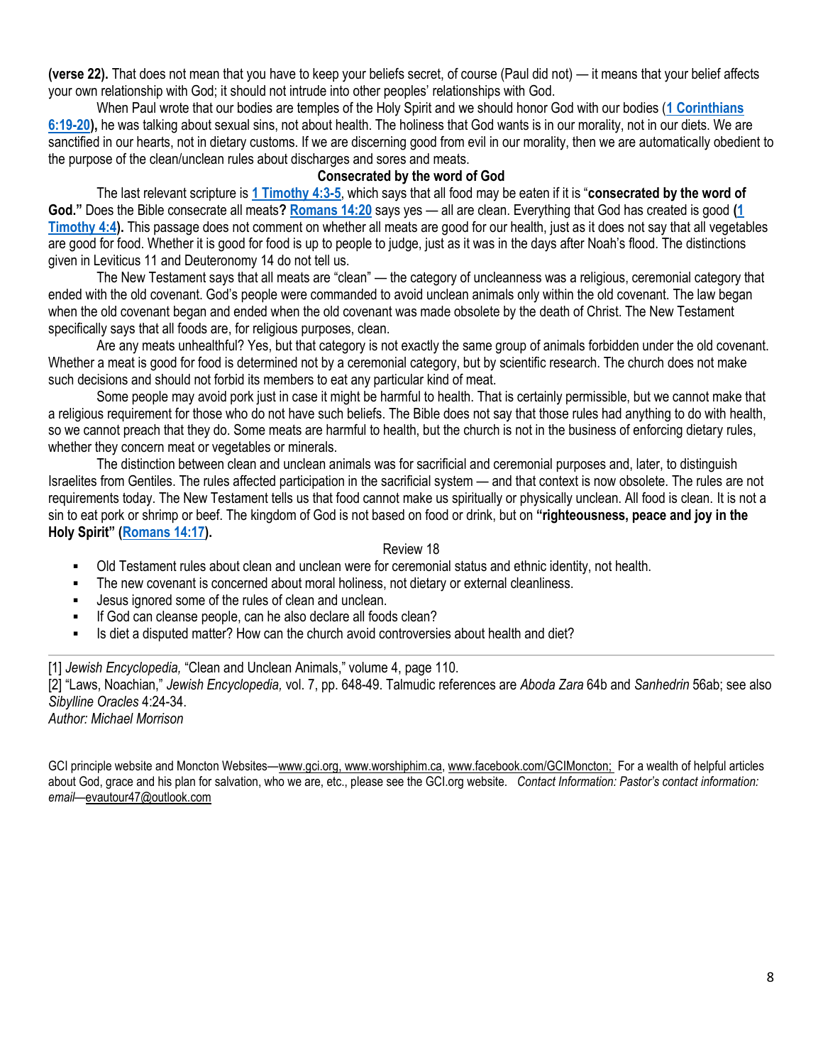**(verse 22).** That does not mean that you have to keep your beliefs secret, of course (Paul did not) — it means that your belief affects your own relationship with God; it should not intrude into other peoples' relationships with God.

When Paul wrote that our bodies are temples of the Holy Spirit and we should honor God with our bodies (**1 Corinthians 6:19-20**), he was talking about sexual sins, not about health. The holiness that God wants is in our morality, not in our diets. We are sanctified in our hearts, not in dietary customs. If we are discerning good from evil in our morality, then we are automatically obedient to the purpose of the clean/unclean rules about discharges and sores and meats.

### Consecrated by the word of God

The last relevant scripture is **1 Timothy 4:3-5**, which says that all food may be eaten if it is "**consecrated by the word of God.**" Does the Bible consecrate all meats**? Romans 14:20** says yes — all are clean. Everything that God has created is good **(1 Timothy 4:4).** This passage does not comment on whether all meats are good for our health, just as it does not say that all vegetables are good for food. Whether it is good for food is up to people to judge, just as it was in the days after Noah's flood. The distinctions given in Leviticus 11 and Deuteronomy 14 do not tell us.

The New Testament says that all meats are "clean" — the category of uncleanness was a religious, ceremonial category that ended with the old covenant. God's people were commanded to avoid unclean animals only within the old covenant. The law began when the old covenant began and ended when the old covenant was made obsolete by the death of Christ. The New Testament specifically says that all foods are, for religious purposes, clean.

Are any meats unhealthful? Yes, but that category is not exactly the same group of animals forbidden under the old covenant. Whether a meat is good for food is determined not by a ceremonial category, but by scientific research. The church does not make such decisions and should not forbid its members to eat any particular kind of meat.

Some people may avoid pork just in case it might be harmful to health. That is certainly permissible, but we cannot make that a religious requirement for those who do not have such beliefs. The Bible does not say that those rules had anything to do with health, so we cannot preach that they do. Some meats are harmful to health, but the church is not in the business of enforcing dietary rules, whether they concern meat or vegetables or minerals.

The distinction between clean and unclean animals was for sacrificial and ceremonial purposes and, later, to distinguish Israelites from Gentiles. The rules affected participation in the sacrificial system — and that context is now obsolete. The rules are not requirements today. The New Testament tells us that food cannot make us spiritually or physically unclean. All food is clean. It is not a sin to eat pork or shrimp or beef. The kingdom of God is not based on food or drink, but on **"righteousness, peace and joy in the Holy Spirit" (Romans 14:17).**

Review 18

- Old Testament rules about clean and unclean were for ceremonial status and ethnic identity, not health.
- The new covenant is concerned about moral holiness, not dietary or external cleanliness.
- Jesus ignored some of the rules of clean and unclean.
- If God can cleanse people, can he also declare all foods clean?
- Is diet a disputed matter? How can the church avoid controversies about health and diet?

---

[1] *Jewish Encyclopedia,* "Clean and Unclean Animals," volume 4, page 110.
[2] "Laws, Noachian," *Jewish Encyclopedia,* vol. 7, pp. 648-49. Talmudic references are *Aboda Zara* 64b and *Sanhedrin* 56ab; see also *Sibylline Oracles* 4:24-34.
*Author: Michael Morrison*

GCI principle website and Moncton Websites—www.gci.org, www.worshiphim.ca, www.facebook.com/GCIMoncton; For a wealth of helpful articles about God, grace and his plan for salvation, who we are, etc., please see the GCI.org website. *Contact Information: Pastor's contact information: email*—evautour47@outlook.com